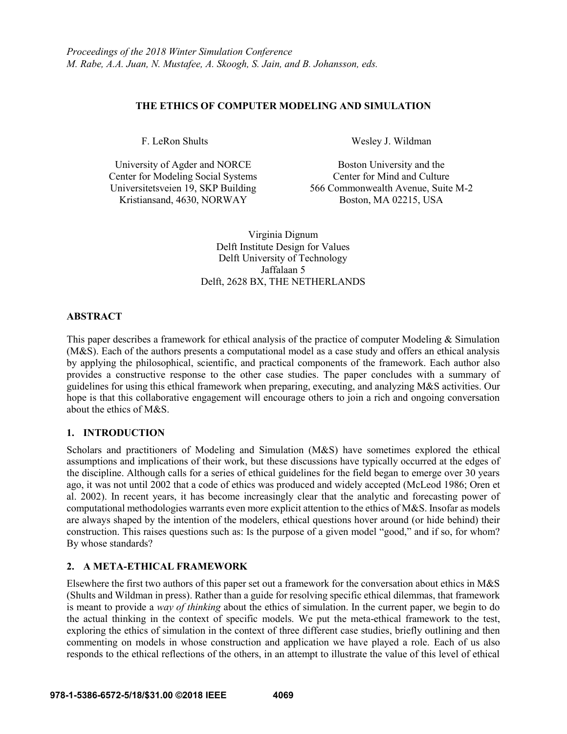*Proceedings of the 2018 Winter Simulation Conference*
*M. Rabe, A.A. Juan, N. Mustafee, A. Skoogh, S. Jain, and B. Johansson, eds.*

# THE ETHICS OF COMPUTER MODELING AND SIMULATION

F. LeRon Shults
University of Agder and NORCE
Center for Modeling Social Systems
Universitetsveien 19, SKP Building
Kristiansand, 4630, NORWAY

Wesley J. Wildman
Boston University and the
Center for Mind and Culture
566 Commonwealth Avenue, Suite M-2
Boston, MA 02215, USA

Virginia Dignum
Delft Institute Design for Values
Delft University of Technology
Jaffalaan 5
Delft, 2628 BX, THE NETHERLANDS

## ABSTRACT

This paper describes a framework for ethical analysis of the practice of computer Modeling & Simulation (M&S). Each of the authors presents a computational model as a case study and offers an ethical analysis by applying the philosophical, scientific, and practical components of the framework. Each author also provides a constructive response to the other case studies. The paper concludes with a summary of guidelines for using this ethical framework when preparing, executing, and analyzing M&S activities. Our hope is that this collaborative engagement will encourage others to join a rich and ongoing conversation about the ethics of M&S.

## 1. INTRODUCTION

Scholars and practitioners of Modeling and Simulation (M&S) have sometimes explored the ethical assumptions and implications of their work, but these discussions have typically occurred at the edges of the discipline. Although calls for a series of ethical guidelines for the field began to emerge over 30 years ago, it was not until 2002 that a code of ethics was produced and widely accepted (McLeod 1986; Oren et al. 2002). In recent years, it has become increasingly clear that the analytic and forecasting power of computational methodologies warrants even more explicit attention to the ethics of M&S. Insofar as models are always shaped by the intention of the modelers, ethical questions hover around (or hide behind) their construction. This raises questions such as: Is the purpose of a given model "good," and if so, for whom? By whose standards?

## 2. A META-ETHICAL FRAMEWORK

Elsewhere the first two authors of this paper set out a framework for the conversation about ethics in M&S (Shults and Wildman in press). Rather than a guide for resolving specific ethical dilemmas, that framework is meant to provide a *way of thinking* about the ethics of simulation. In the current paper, we begin to do the actual thinking in the context of specific models. We put the meta-ethical framework to the test, exploring the ethics of simulation in the context of three different case studies, briefly outlining and then commenting on models in whose construction and application we have played a role. Each of us also responds to the ethical reflections of the others, in an attempt to illustrate the value of this level of ethical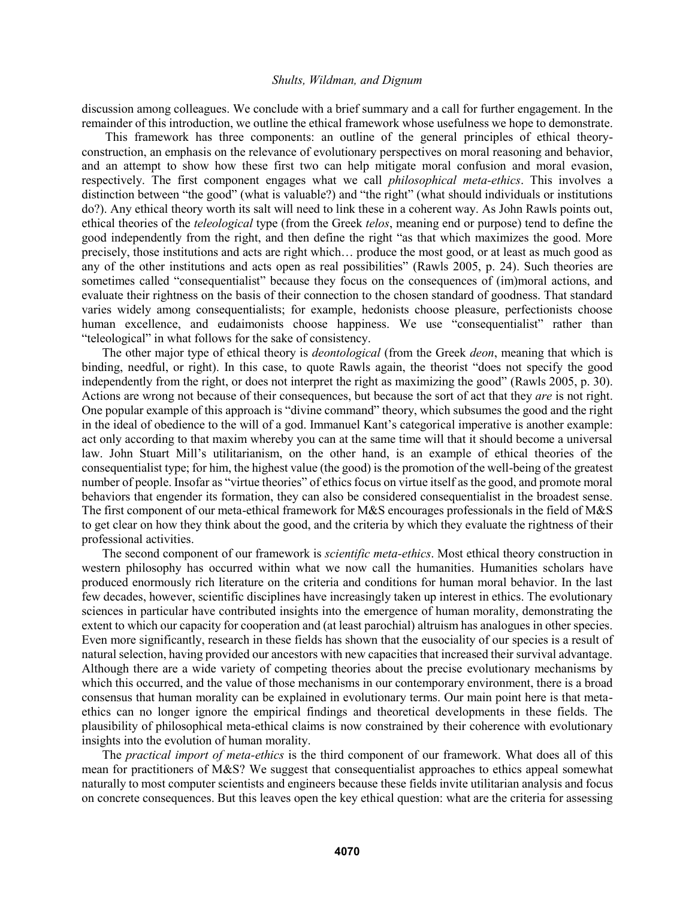discussion among colleagues. We conclude with a brief summary and a call for further engagement. In the remainder of this introduction, we outline the ethical framework whose usefulness we hope to demonstrate.

This framework has three components: an outline of the general principles of ethical theory-construction, an emphasis on the relevance of evolutionary perspectives on moral reasoning and behavior, and an attempt to show how these first two can help mitigate moral confusion and moral evasion, respectively. The first component engages what we call *philosophical meta-ethics*. This involves a distinction between "the good" (what is valuable?) and "the right" (what should individuals or institutions do?). Any ethical theory worth its salt will need to link these in a coherent way. As John Rawls points out, ethical theories of the *teleological* type (from the Greek *telos*, meaning end or purpose) tend to define the good independently from the right, and then define the right "as that which maximizes the good. More precisely, those institutions and acts are right which… produce the most good, or at least as much good as any of the other institutions and acts open as real possibilities" (Rawls 2005, p. 24). Such theories are sometimes called "consequentialist" because they focus on the consequences of (im)moral actions, and evaluate their rightness on the basis of their connection to the chosen standard of goodness. That standard varies widely among consequentialists; for example, hedonists choose pleasure, perfectionists choose human excellence, and eudaimonists choose happiness. We use "consequentialist" rather than "teleological" in what follows for the sake of consistency.

The other major type of ethical theory is *deontological* (from the Greek *deon*, meaning that which is binding, needful, or right). In this case, to quote Rawls again, the theorist "does not specify the good independently from the right, or does not interpret the right as maximizing the good" (Rawls 2005, p. 30). Actions are wrong not because of their consequences, but because the sort of act that they *are* is not right. One popular example of this approach is "divine command" theory, which subsumes the good and the right in the ideal of obedience to the will of a god. Immanuel Kant's categorical imperative is another example: act only according to that maxim whereby you can at the same time will that it should become a universal law. John Stuart Mill's utilitarianism, on the other hand, is an example of ethical theories of the consequentialist type; for him, the highest value (the good) is the promotion of the well-being of the greatest number of people. Insofar as "virtue theories" of ethics focus on virtue itself as the good, and promote moral behaviors that engender its formation, they can also be considered consequentialist in the broadest sense. The first component of our meta-ethical framework for M&S encourages professionals in the field of M&S to get clear on how they think about the good, and the criteria by which they evaluate the rightness of their professional activities.

The second component of our framework is *scientific meta-ethics*. Most ethical theory construction in western philosophy has occurred within what we now call the humanities. Humanities scholars have produced enormously rich literature on the criteria and conditions for human moral behavior. In the last few decades, however, scientific disciplines have increasingly taken up interest in ethics. The evolutionary sciences in particular have contributed insights into the emergence of human morality, demonstrating the extent to which our capacity for cooperation and (at least parochial) altruism has analogues in other species. Even more significantly, research in these fields has shown that the eusociality of our species is a result of natural selection, having provided our ancestors with new capacities that increased their survival advantage. Although there are a wide variety of competing theories about the precise evolutionary mechanisms by which this occurred, and the value of those mechanisms in our contemporary environment, there is a broad consensus that human morality can be explained in evolutionary terms. Our main point here is that meta-ethics can no longer ignore the empirical findings and theoretical developments in these fields. The plausibility of philosophical meta-ethical claims is now constrained by their coherence with evolutionary insights into the evolution of human morality.

The *practical import of meta-ethics* is the third component of our framework. What does all of this mean for practitioners of M&S? We suggest that consequentialist approaches to ethics appeal somewhat naturally to most computer scientists and engineers because these fields invite utilitarian analysis and focus on concrete consequences. But this leaves open the key ethical question: what are the criteria for assessing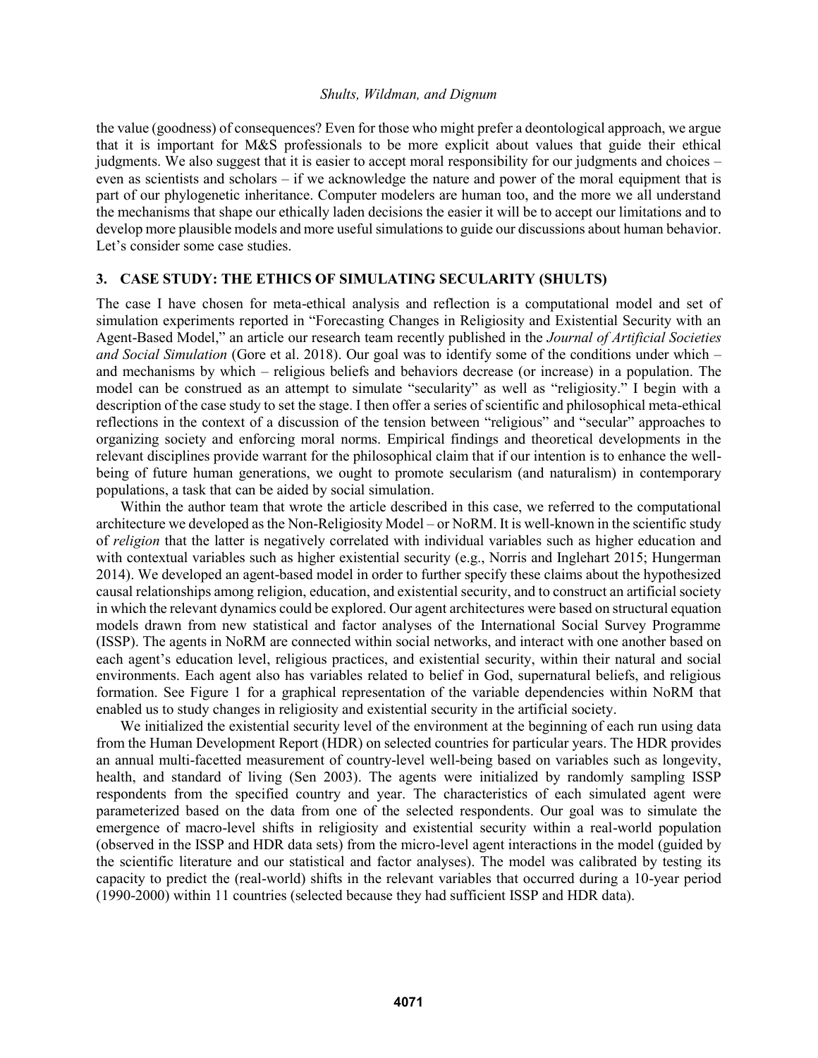the value (goodness) of consequences? Even for those who might prefer a deontological approach, we argue that it is important for M&S professionals to be more explicit about values that guide their ethical judgments. We also suggest that it is easier to accept moral responsibility for our judgments and choices – even as scientists and scholars – if we acknowledge the nature and power of the moral equipment that is part of our phylogenetic inheritance. Computer modelers are human too, and the more we all understand the mechanisms that shape our ethically laden decisions the easier it will be to accept our limitations and to develop more plausible models and more useful simulations to guide our discussions about human behavior. Let's consider some case studies.

## 3. CASE STUDY: THE ETHICS OF SIMULATING SECULARITY (SHULTS)

The case I have chosen for meta-ethical analysis and reflection is a computational model and set of simulation experiments reported in "Forecasting Changes in Religiosity and Existential Security with an Agent-Based Model," an article our research team recently published in the *Journal of Artificial Societies and Social Simulation* (Gore et al. 2018). Our goal was to identify some of the conditions under which – and mechanisms by which – religious beliefs and behaviors decrease (or increase) in a population. The model can be construed as an attempt to simulate "secularity" as well as "religiosity." I begin with a description of the case study to set the stage. I then offer a series of scientific and philosophical meta-ethical reflections in the context of a discussion of the tension between "religious" and "secular" approaches to organizing society and enforcing moral norms. Empirical findings and theoretical developments in the relevant disciplines provide warrant for the philosophical claim that if our intention is to enhance the well-being of future human generations, we ought to promote secularism (and naturalism) in contemporary populations, a task that can be aided by social simulation.

Within the author team that wrote the article described in this case, we referred to the computational architecture we developed as the Non-Religiosity Model – or NoRM. It is well-known in the scientific study of *religion* that the latter is negatively correlated with individual variables such as higher education and with contextual variables such as higher existential security (e.g., Norris and Inglehart 2015; Hungerman 2014). We developed an agent-based model in order to further specify these claims about the hypothesized causal relationships among religion, education, and existential security, and to construct an artificial society in which the relevant dynamics could be explored. Our agent architectures were based on structural equation models drawn from new statistical and factor analyses of the International Social Survey Programme (ISSP). The agents in NoRM are connected within social networks, and interact with one another based on each agent's education level, religious practices, and existential security, within their natural and social environments. Each agent also has variables related to belief in God, supernatural beliefs, and religious formation. See Figure 1 for a graphical representation of the variable dependencies within NoRM that enabled us to study changes in religiosity and existential security in the artificial society.

We initialized the existential security level of the environment at the beginning of each run using data from the Human Development Report (HDR) on selected countries for particular years. The HDR provides an annual multi-facetted measurement of country-level well-being based on variables such as longevity, health, and standard of living (Sen 2003). The agents were initialized by randomly sampling ISSP respondents from the specified country and year. The characteristics of each simulated agent were parameterized based on the data from one of the selected respondents. Our goal was to simulate the emergence of macro-level shifts in religiosity and existential security within a real-world population (observed in the ISSP and HDR data sets) from the micro-level agent interactions in the model (guided by the scientific literature and our statistical and factor analyses). The model was calibrated by testing its capacity to predict the (real-world) shifts in the relevant variables that occurred during a 10-year period (1990-2000) within 11 countries (selected because they had sufficient ISSP and HDR data).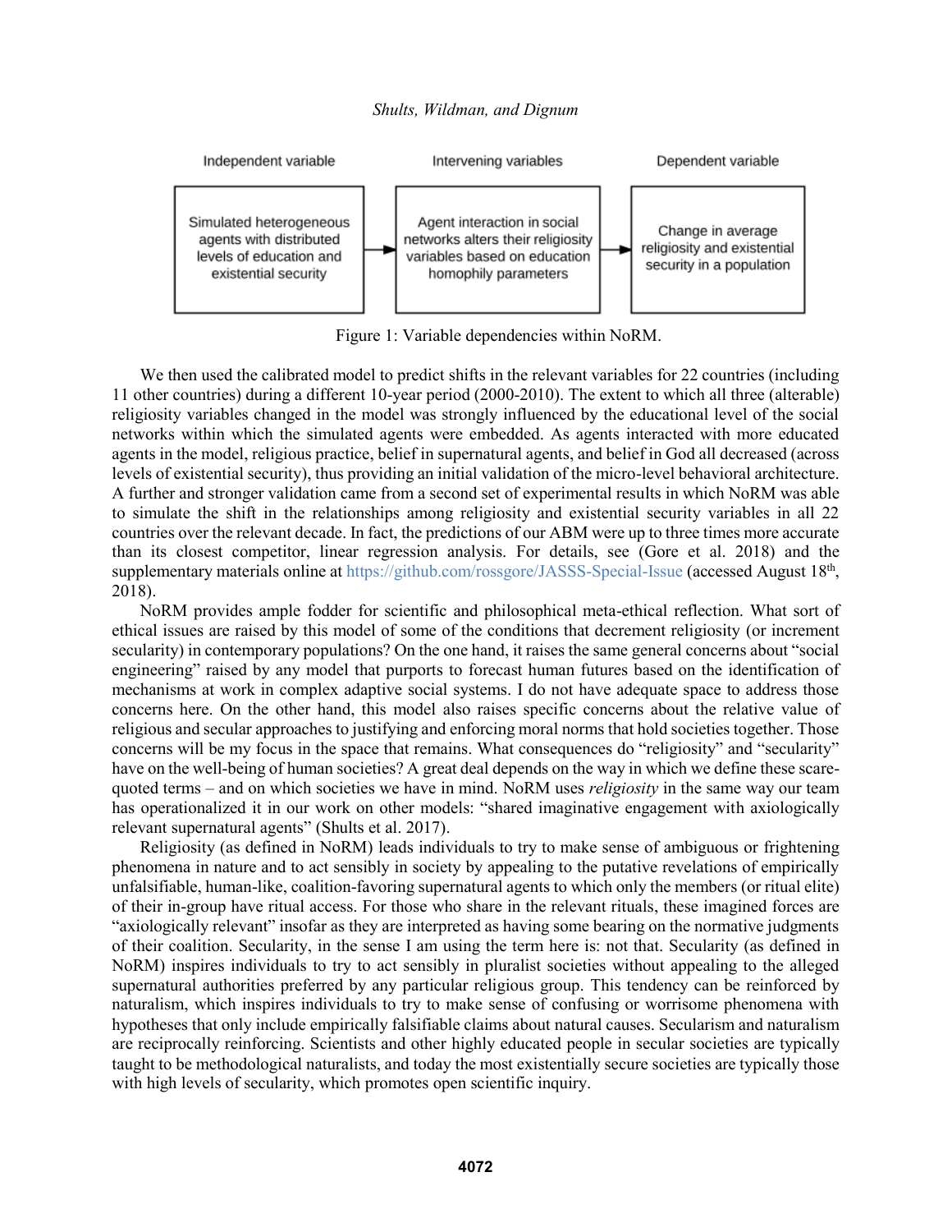| Independent variable | Intervening variables | Dependent variable |
| --- | --- | --- |
| Simulated heterogeneous agents with distributed levels of education and existential security → | Agent interaction in social networks alters their religiosity variables based on education homophily parameters → | Change in average religiosity and existential security in a population |

Figure 1: Variable dependencies within NoRM.

We then used the calibrated model to predict shifts in the relevant variables for 22 countries (including 11 other countries) during a different 10-year period (2000-2010). The extent to which all three (alterable) religiosity variables changed in the model was strongly influenced by the educational level of the social networks within which the simulated agents were embedded. As agents interacted with more educated agents in the model, religious practice, belief in supernatural agents, and belief in God all decreased (across levels of existential security), thus providing an initial validation of the micro-level behavioral architecture. A further and stronger validation came from a second set of experimental results in which NoRM was able to simulate the shift in the relationships among religiosity and existential security variables in all 22 countries over the relevant decade. In fact, the predictions of our ABM were up to three times more accurate than its closest competitor, linear regression analysis. For details, see (Gore et al. 2018) and the supplementary materials online at https://github.com/rossgore/JASSS-Special-Issue (accessed August 18th, 2018).

NoRM provides ample fodder for scientific and philosophical meta-ethical reflection. What sort of ethical issues are raised by this model of some of the conditions that decrement religiosity (or increment secularity) in contemporary populations? On the one hand, it raises the same general concerns about "social engineering" raised by any model that purports to forecast human futures based on the identification of mechanisms at work in complex adaptive social systems. I do not have adequate space to address those concerns here. On the other hand, this model also raises specific concerns about the relative value of religious and secular approaches to justifying and enforcing moral norms that hold societies together. Those concerns will be my focus in the space that remains. What consequences do "religiosity" and "secularity" have on the well-being of human societies? A great deal depends on the way in which we define these scare-quoted terms – and on which societies we have in mind. NoRM uses *religiosity* in the same way our team has operationalized it in our work on other models: "shared imaginative engagement with axiologically relevant supernatural agents" (Shults et al. 2017).

Religiosity (as defined in NoRM) leads individuals to try to make sense of ambiguous or frightening phenomena in nature and to act sensibly in society by appealing to the putative revelations of empirically unfalsifiable, human-like, coalition-favoring supernatural agents to which only the members (or ritual elite) of their in-group have ritual access. For those who share in the relevant rituals, these imagined forces are "axiologically relevant" insofar as they are interpreted as having some bearing on the normative judgments of their coalition. Secularity, in the sense I am using the term here is: not that. Secularity (as defined in NoRM) inspires individuals to try to act sensibly in pluralist societies without appealing to the alleged supernatural authorities preferred by any particular religious group. This tendency can be reinforced by naturalism, which inspires individuals to try to make sense of confusing or worrisome phenomena with hypotheses that only include empirically falsifiable claims about natural causes. Secularism and naturalism are reciprocally reinforcing. Scientists and other highly educated people in secular societies are typically taught to be methodological naturalists, and today the most existentially secure societies are typically those with high levels of secularity, which promotes open scientific inquiry.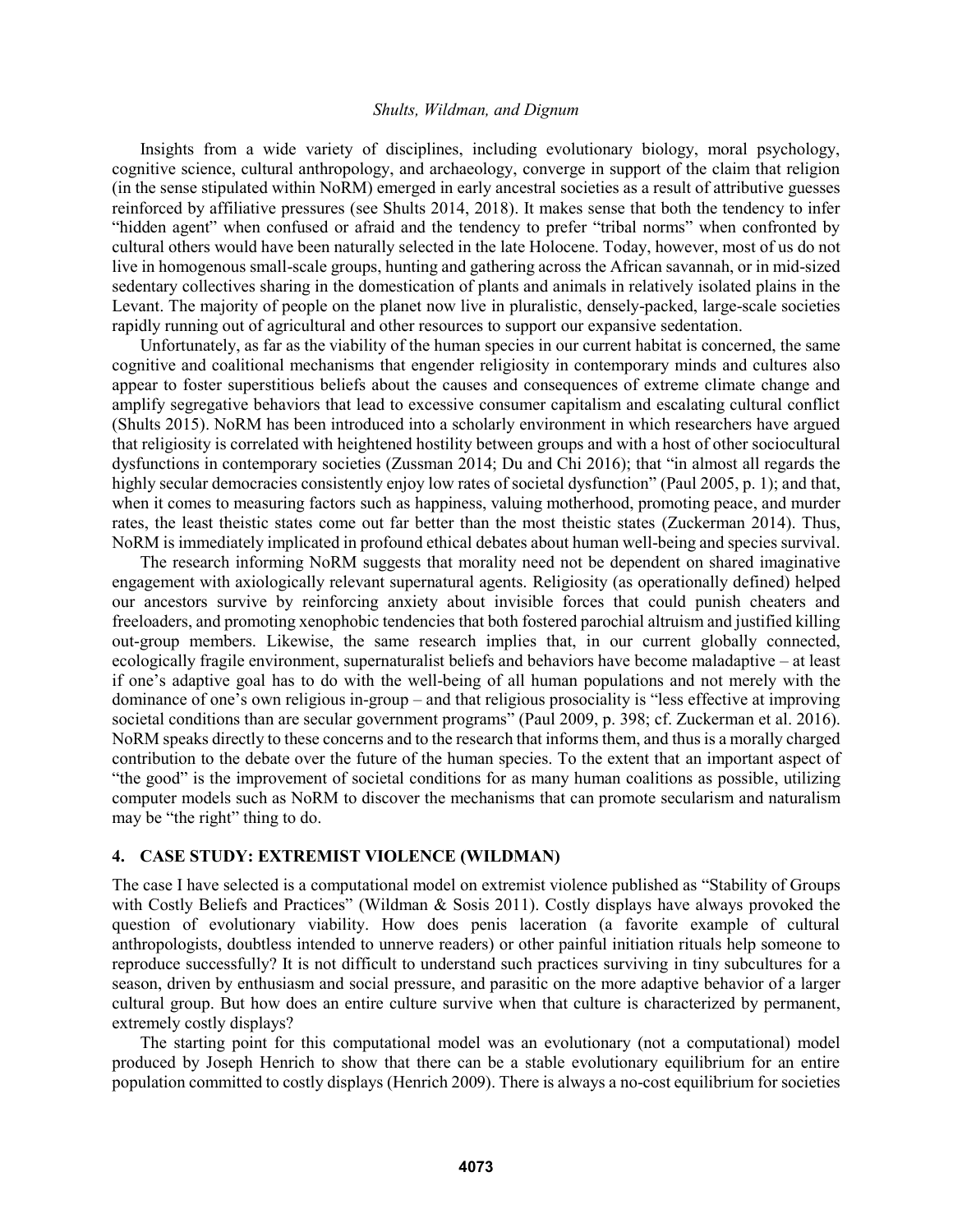Insights from a wide variety of disciplines, including evolutionary biology, moral psychology, cognitive science, cultural anthropology, and archaeology, converge in support of the claim that religion (in the sense stipulated within NoRM) emerged in early ancestral societies as a result of attributive guesses reinforced by affiliative pressures (see Shults 2014, 2018). It makes sense that both the tendency to infer "hidden agent" when confused or afraid and the tendency to prefer "tribal norms" when confronted by cultural others would have been naturally selected in the late Holocene. Today, however, most of us do not live in homogenous small-scale groups, hunting and gathering across the African savannah, or in mid-sized sedentary collectives sharing in the domestication of plants and animals in relatively isolated plains in the Levant. The majority of people on the planet now live in pluralistic, densely-packed, large-scale societies rapidly running out of agricultural and other resources to support our expansive sedentation.

Unfortunately, as far as the viability of the human species in our current habitat is concerned, the same cognitive and coalitional mechanisms that engender religiosity in contemporary minds and cultures also appear to foster superstitious beliefs about the causes and consequences of extreme climate change and amplify segregative behaviors that lead to excessive consumer capitalism and escalating cultural conflict (Shults 2015). NoRM has been introduced into a scholarly environment in which researchers have argued that religiosity is correlated with heightened hostility between groups and with a host of other sociocultural dysfunctions in contemporary societies (Zussman 2014; Du and Chi 2016); that "in almost all regards the highly secular democracies consistently enjoy low rates of societal dysfunction" (Paul 2005, p. 1); and that, when it comes to measuring factors such as happiness, valuing motherhood, promoting peace, and murder rates, the least theistic states come out far better than the most theistic states (Zuckerman 2014). Thus, NoRM is immediately implicated in profound ethical debates about human well-being and species survival.

The research informing NoRM suggests that morality need not be dependent on shared imaginative engagement with axiologically relevant supernatural agents. Religiosity (as operationally defined) helped our ancestors survive by reinforcing anxiety about invisible forces that could punish cheaters and freeloaders, and promoting xenophobic tendencies that both fostered parochial altruism and justified killing out-group members. Likewise, the same research implies that, in our current globally connected, ecologically fragile environment, supernaturalist beliefs and behaviors have become maladaptive – at least if one's adaptive goal has to do with the well-being of all human populations and not merely with the dominance of one's own religious in-group – and that religious prosociality is "less effective at improving societal conditions than are secular government programs" (Paul 2009, p. 398; cf. Zuckerman et al. 2016). NoRM speaks directly to these concerns and to the research that informs them, and thus is a morally charged contribution to the debate over the future of the human species. To the extent that an important aspect of "the good" is the improvement of societal conditions for as many human coalitions as possible, utilizing computer models such as NoRM to discover the mechanisms that can promote secularism and naturalism may be "the right" thing to do.

## 4. CASE STUDY: EXTREMIST VIOLENCE (WILDMAN)

The case I have selected is a computational model on extremist violence published as "Stability of Groups with Costly Beliefs and Practices" (Wildman & Sosis 2011). Costly displays have always provoked the question of evolutionary viability. How does penis laceration (a favorite example of cultural anthropologists, doubtless intended to unnerve readers) or other painful initiation rituals help someone to reproduce successfully? It is not difficult to understand such practices surviving in tiny subcultures for a season, driven by enthusiasm and social pressure, and parasitic on the more adaptive behavior of a larger cultural group. But how does an entire culture survive when that culture is characterized by permanent, extremely costly displays?

The starting point for this computational model was an evolutionary (not a computational) model produced by Joseph Henrich to show that there can be a stable evolutionary equilibrium for an entire population committed to costly displays (Henrich 2009). There is always a no-cost equilibrium for societies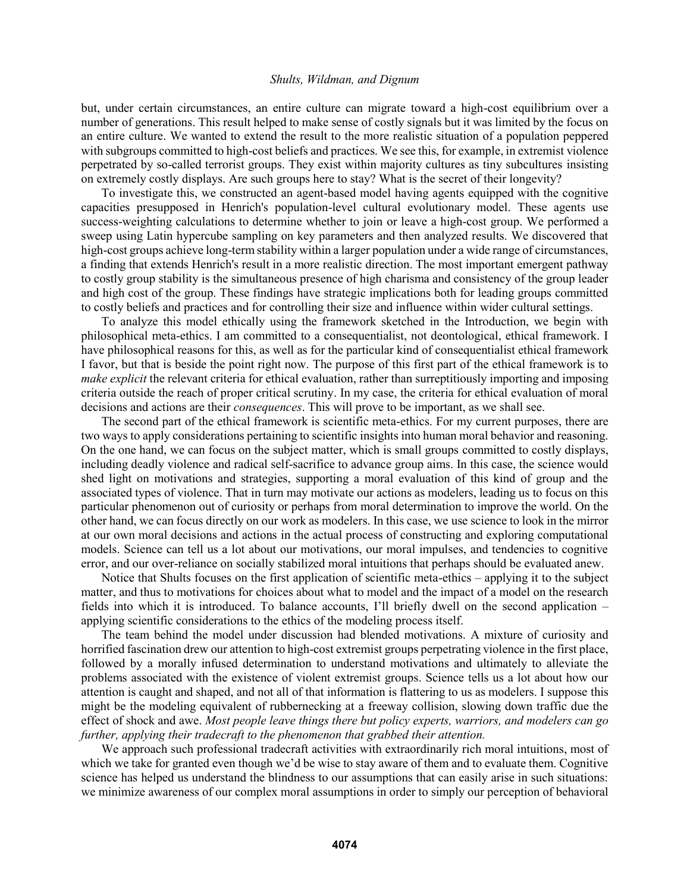but, under certain circumstances, an entire culture can migrate toward a high-cost equilibrium over a number of generations. This result helped to make sense of costly signals but it was limited by the focus on an entire culture. We wanted to extend the result to the more realistic situation of a population peppered with subgroups committed to high-cost beliefs and practices. We see this, for example, in extremist violence perpetrated by so-called terrorist groups. They exist within majority cultures as tiny subcultures insisting on extremely costly displays. Are such groups here to stay? What is the secret of their longevity?

To investigate this, we constructed an agent-based model having agents equipped with the cognitive capacities presupposed in Henrich's population-level cultural evolutionary model. These agents use success-weighting calculations to determine whether to join or leave a high-cost group. We performed a sweep using Latin hypercube sampling on key parameters and then analyzed results. We discovered that high-cost groups achieve long-term stability within a larger population under a wide range of circumstances, a finding that extends Henrich's result in a more realistic direction. The most important emergent pathway to costly group stability is the simultaneous presence of high charisma and consistency of the group leader and high cost of the group. These findings have strategic implications both for leading groups committed to costly beliefs and practices and for controlling their size and influence within wider cultural settings.

To analyze this model ethically using the framework sketched in the Introduction, we begin with philosophical meta-ethics. I am committed to a consequentialist, not deontological, ethical framework. I have philosophical reasons for this, as well as for the particular kind of consequentialist ethical framework I favor, but that is beside the point right now. The purpose of this first part of the ethical framework is to *make explicit* the relevant criteria for ethical evaluation, rather than surreptitiously importing and imposing criteria outside the reach of proper critical scrutiny. In my case, the criteria for ethical evaluation of moral decisions and actions are their *consequences*. This will prove to be important, as we shall see.

The second part of the ethical framework is scientific meta-ethics. For my current purposes, there are two ways to apply considerations pertaining to scientific insights into human moral behavior and reasoning. On the one hand, we can focus on the subject matter, which is small groups committed to costly displays, including deadly violence and radical self-sacrifice to advance group aims. In this case, the science would shed light on motivations and strategies, supporting a moral evaluation of this kind of group and the associated types of violence. That in turn may motivate our actions as modelers, leading us to focus on this particular phenomenon out of curiosity or perhaps from moral determination to improve the world. On the other hand, we can focus directly on our work as modelers. In this case, we use science to look in the mirror at our own moral decisions and actions in the actual process of constructing and exploring computational models. Science can tell us a lot about our motivations, our moral impulses, and tendencies to cognitive error, and our over-reliance on socially stabilized moral intuitions that perhaps should be evaluated anew.

Notice that Shults focuses on the first application of scientific meta-ethics – applying it to the subject matter, and thus to motivations for choices about what to model and the impact of a model on the research fields into which it is introduced. To balance accounts, I'll briefly dwell on the second application – applying scientific considerations to the ethics of the modeling process itself.

The team behind the model under discussion had blended motivations. A mixture of curiosity and horrified fascination drew our attention to high-cost extremist groups perpetrating violence in the first place, followed by a morally infused determination to understand motivations and ultimately to alleviate the problems associated with the existence of violent extremist groups. Science tells us a lot about how our attention is caught and shaped, and not all of that information is flattering to us as modelers. I suppose this might be the modeling equivalent of rubbernecking at a freeway collision, slowing down traffic due the effect of shock and awe. *Most people leave things there but policy experts, warriors, and modelers can go further, applying their tradecraft to the phenomenon that grabbed their attention.*

We approach such professional tradecraft activities with extraordinarily rich moral intuitions, most of which we take for granted even though we'd be wise to stay aware of them and to evaluate them. Cognitive science has helped us understand the blindness to our assumptions that can easily arise in such situations: we minimize awareness of our complex moral assumptions in order to simply our perception of behavioral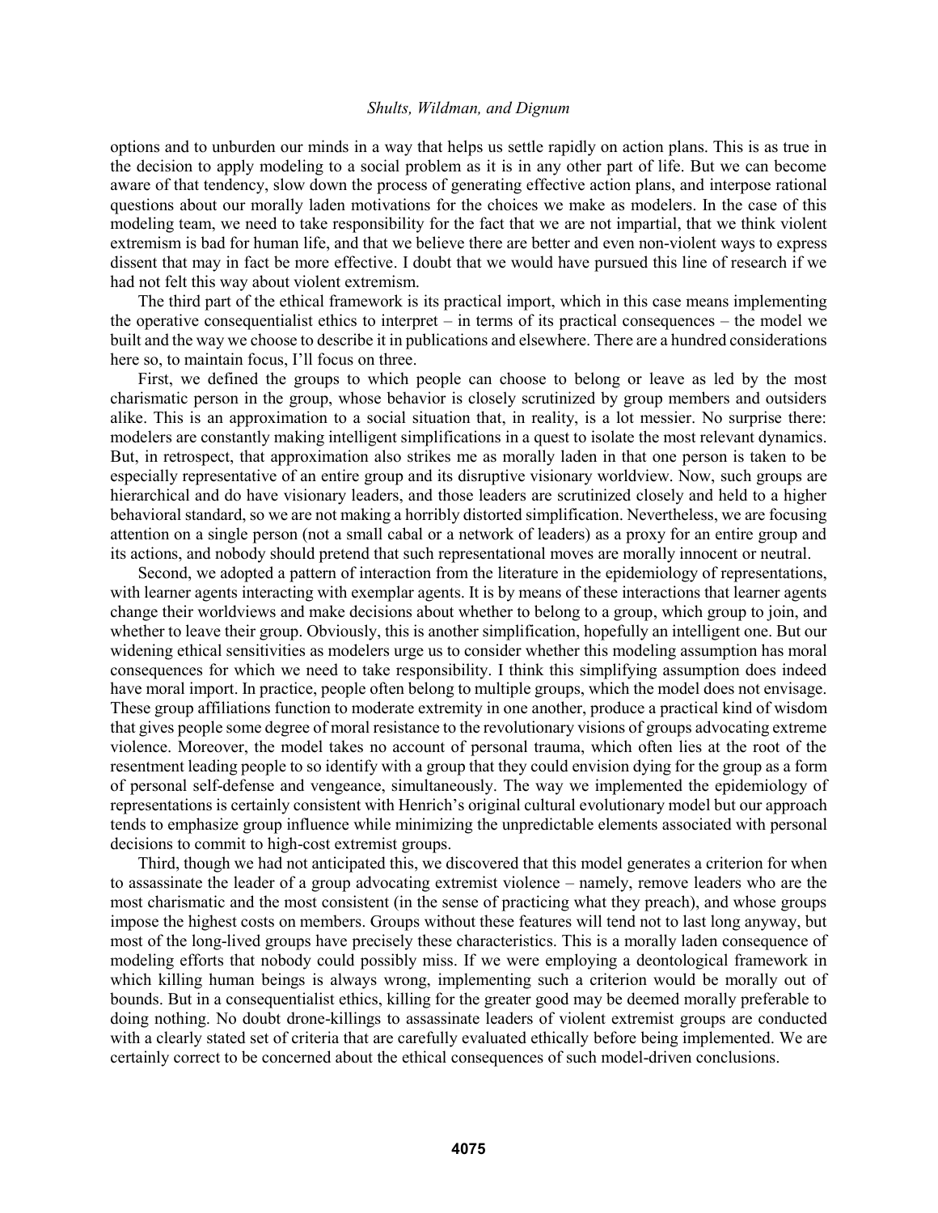options and to unburden our minds in a way that helps us settle rapidly on action plans. This is as true in the decision to apply modeling to a social problem as it is in any other part of life. But we can become aware of that tendency, slow down the process of generating effective action plans, and interpose rational questions about our morally laden motivations for the choices we make as modelers. In the case of this modeling team, we need to take responsibility for the fact that we are not impartial, that we think violent extremism is bad for human life, and that we believe there are better and even non-violent ways to express dissent that may in fact be more effective. I doubt that we would have pursued this line of research if we had not felt this way about violent extremism.

The third part of the ethical framework is its practical import, which in this case means implementing the operative consequentialist ethics to interpret – in terms of its practical consequences – the model we built and the way we choose to describe it in publications and elsewhere. There are a hundred considerations here so, to maintain focus, I'll focus on three.

First, we defined the groups to which people can choose to belong or leave as led by the most charismatic person in the group, whose behavior is closely scrutinized by group members and outsiders alike. This is an approximation to a social situation that, in reality, is a lot messier. No surprise there: modelers are constantly making intelligent simplifications in a quest to isolate the most relevant dynamics. But, in retrospect, that approximation also strikes me as morally laden in that one person is taken to be especially representative of an entire group and its disruptive visionary worldview. Now, such groups are hierarchical and do have visionary leaders, and those leaders are scrutinized closely and held to a higher behavioral standard, so we are not making a horribly distorted simplification. Nevertheless, we are focusing attention on a single person (not a small cabal or a network of leaders) as a proxy for an entire group and its actions, and nobody should pretend that such representational moves are morally innocent or neutral.

Second, we adopted a pattern of interaction from the literature in the epidemiology of representations, with learner agents interacting with exemplar agents. It is by means of these interactions that learner agents change their worldviews and make decisions about whether to belong to a group, which group to join, and whether to leave their group. Obviously, this is another simplification, hopefully an intelligent one. But our widening ethical sensitivities as modelers urge us to consider whether this modeling assumption has moral consequences for which we need to take responsibility. I think this simplifying assumption does indeed have moral import. In practice, people often belong to multiple groups, which the model does not envisage. These group affiliations function to moderate extremity in one another, produce a practical kind of wisdom that gives people some degree of moral resistance to the revolutionary visions of groups advocating extreme violence. Moreover, the model takes no account of personal trauma, which often lies at the root of the resentment leading people to so identify with a group that they could envision dying for the group as a form of personal self-defense and vengeance, simultaneously. The way we implemented the epidemiology of representations is certainly consistent with Henrich's original cultural evolutionary model but our approach tends to emphasize group influence while minimizing the unpredictable elements associated with personal decisions to commit to high-cost extremist groups.

Third, though we had not anticipated this, we discovered that this model generates a criterion for when to assassinate the leader of a group advocating extremist violence – namely, remove leaders who are the most charismatic and the most consistent (in the sense of practicing what they preach), and whose groups impose the highest costs on members. Groups without these features will tend not to last long anyway, but most of the long-lived groups have precisely these characteristics. This is a morally laden consequence of modeling efforts that nobody could possibly miss. If we were employing a deontological framework in which killing human beings is always wrong, implementing such a criterion would be morally out of bounds. But in a consequentialist ethics, killing for the greater good may be deemed morally preferable to doing nothing. No doubt drone-killings to assassinate leaders of violent extremist groups are conducted with a clearly stated set of criteria that are carefully evaluated ethically before being implemented. We are certainly correct to be concerned about the ethical consequences of such model-driven conclusions.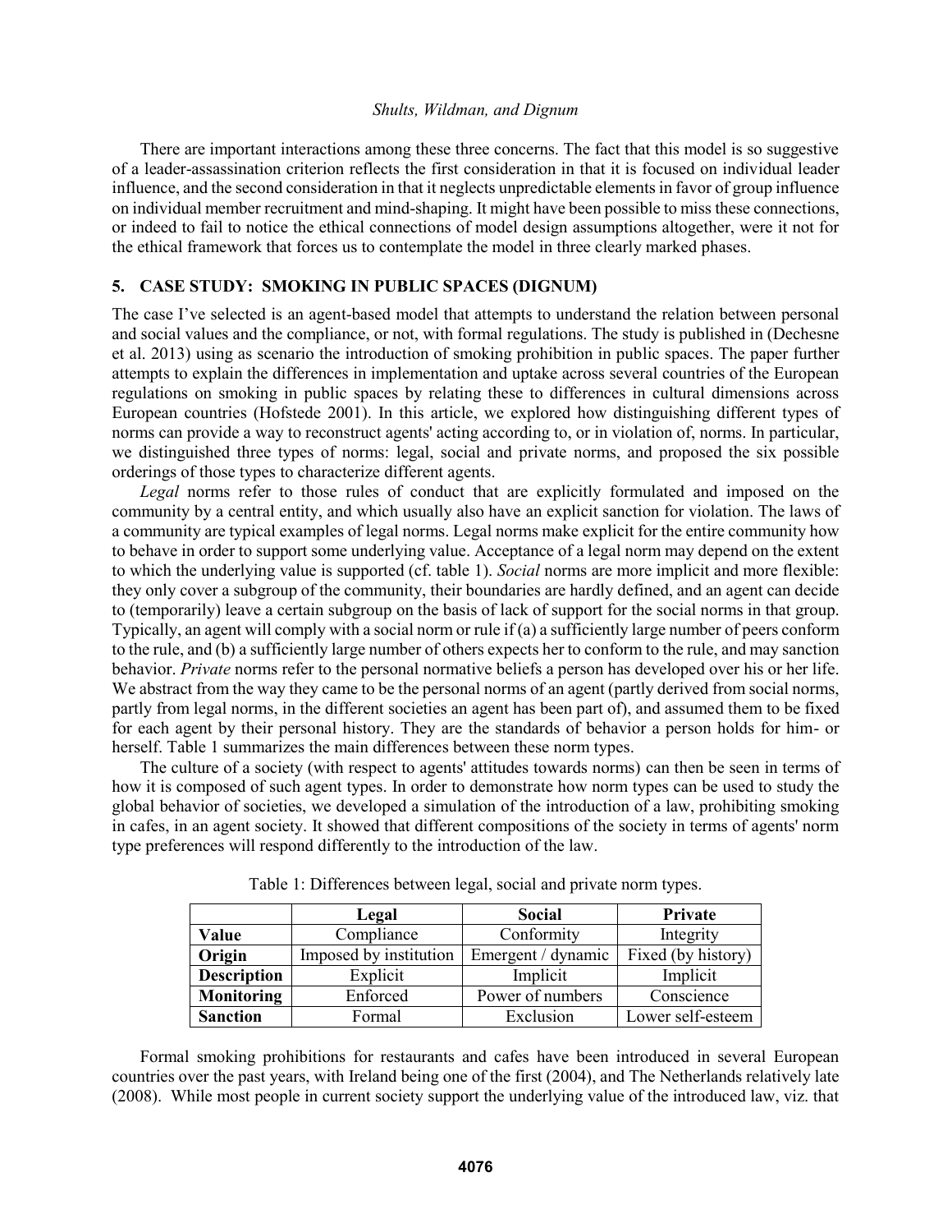There are important interactions among these three concerns. The fact that this model is so suggestive of a leader-assassination criterion reflects the first consideration in that it is focused on individual leader influence, and the second consideration in that it neglects unpredictable elements in favor of group influence on individual member recruitment and mind-shaping. It might have been possible to miss these connections, or indeed to fail to notice the ethical connections of model design assumptions altogether, were it not for the ethical framework that forces us to contemplate the model in three clearly marked phases.

## 5. CASE STUDY: SMOKING IN PUBLIC SPACES (DIGNUM)

The case I've selected is an agent-based model that attempts to understand the relation between personal and social values and the compliance, or not, with formal regulations. The study is published in (Dechesne et al. 2013) using as scenario the introduction of smoking prohibition in public spaces. The paper further attempts to explain the differences in implementation and uptake across several countries of the European regulations on smoking in public spaces by relating these to differences in cultural dimensions across European countries (Hofstede 2001). In this article, we explored how distinguishing different types of norms can provide a way to reconstruct agents' acting according to, or in violation of, norms. In particular, we distinguished three types of norms: legal, social and private norms, and proposed the six possible orderings of those types to characterize different agents.

*Legal* norms refer to those rules of conduct that are explicitly formulated and imposed on the community by a central entity, and which usually also have an explicit sanction for violation. The laws of a community are typical examples of legal norms. Legal norms make explicit for the entire community how to behave in order to support some underlying value. Acceptance of a legal norm may depend on the extent to which the underlying value is supported (cf. table 1). *Social* norms are more implicit and more flexible: they only cover a subgroup of the community, their boundaries are hardly defined, and an agent can decide to (temporarily) leave a certain subgroup on the basis of lack of support for the social norms in that group. Typically, an agent will comply with a social norm or rule if (a) a sufficiently large number of peers conform to the rule, and (b) a sufficiently large number of others expects her to conform to the rule, and may sanction behavior. *Private* norms refer to the personal normative beliefs a person has developed over his or her life. We abstract from the way they came to be the personal norms of an agent (partly derived from social norms, partly from legal norms, in the different societies an agent has been part of), and assumed them to be fixed for each agent by their personal history. They are the standards of behavior a person holds for him- or herself. Table 1 summarizes the main differences between these norm types.

The culture of a society (with respect to agents' attitudes towards norms) can then be seen in terms of how it is composed of such agent types. In order to demonstrate how norm types can be used to study the global behavior of societies, we developed a simulation of the introduction of a law, prohibiting smoking in cafes, in an agent society. It showed that different compositions of the society in terms of agents' norm type preferences will respond differently to the introduction of the law.

Table 1: Differences between legal, social and private norm types.

| | **Legal** | **Social** | **Private** |
|---|---|---|---|
| **Value** | Compliance | Conformity | Integrity |
| **Origin** | Imposed by institution | Emergent / dynamic | Fixed (by history) |
| **Description** | Explicit | Implicit | Implicit |
| **Monitoring** | Enforced | Power of numbers | Conscience |
| **Sanction** | Formal | Exclusion | Lower self-esteem |

Formal smoking prohibitions for restaurants and cafes have been introduced in several European countries over the past years, with Ireland being one of the first (2004), and The Netherlands relatively late (2008). While most people in current society support the underlying value of the introduced law, viz. that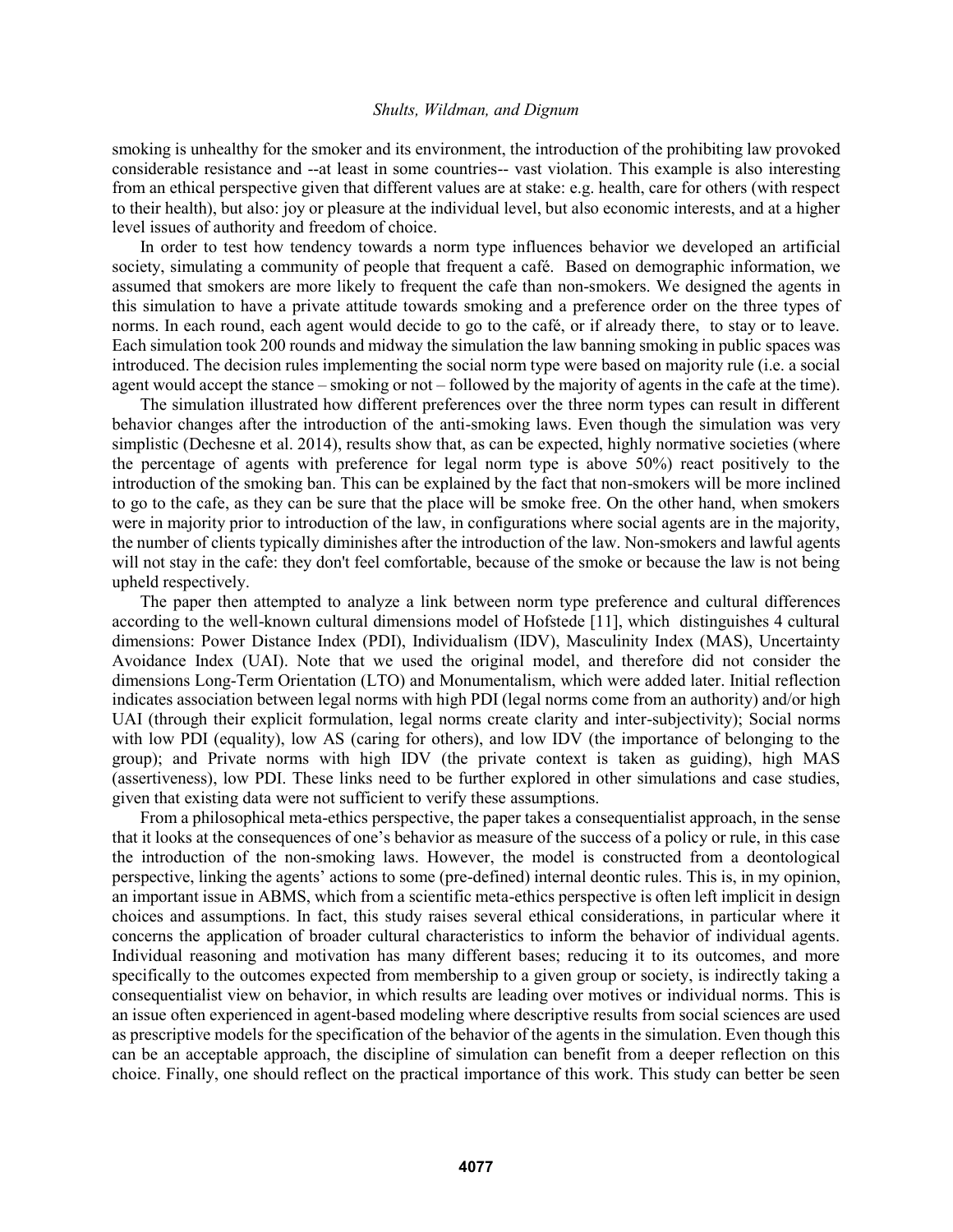smoking is unhealthy for the smoker and its environment, the introduction of the prohibiting law provoked considerable resistance and --at least in some countries-- vast violation. This example is also interesting from an ethical perspective given that different values are at stake: e.g. health, care for others (with respect to their health), but also: joy or pleasure at the individual level, but also economic interests, and at a higher level issues of authority and freedom of choice.

In order to test how tendency towards a norm type influences behavior we developed an artificial society, simulating a community of people that frequent a café. Based on demographic information, we assumed that smokers are more likely to frequent the cafe than non-smokers. We designed the agents in this simulation to have a private attitude towards smoking and a preference order on the three types of norms. In each round, each agent would decide to go to the café, or if already there, to stay or to leave. Each simulation took 200 rounds and midway the simulation the law banning smoking in public spaces was introduced. The decision rules implementing the social norm type were based on majority rule (i.e. a social agent would accept the stance – smoking or not – followed by the majority of agents in the cafe at the time).

The simulation illustrated how different preferences over the three norm types can result in different behavior changes after the introduction of the anti-smoking laws. Even though the simulation was very simplistic (Dechesne et al. 2014), results show that, as can be expected, highly normative societies (where the percentage of agents with preference for legal norm type is above 50%) react positively to the introduction of the smoking ban. This can be explained by the fact that non-smokers will be more inclined to go to the cafe, as they can be sure that the place will be smoke free. On the other hand, when smokers were in majority prior to introduction of the law, in configurations where social agents are in the majority, the number of clients typically diminishes after the introduction of the law. Non-smokers and lawful agents will not stay in the cafe: they don't feel comfortable, because of the smoke or because the law is not being upheld respectively.

The paper then attempted to analyze a link between norm type preference and cultural differences according to the well-known cultural dimensions model of Hofstede [11], which distinguishes 4 cultural dimensions: Power Distance Index (PDI), Individualism (IDV), Masculinity Index (MAS), Uncertainty Avoidance Index (UAI). Note that we used the original model, and therefore did not consider the dimensions Long-Term Orientation (LTO) and Monumentalism, which were added later. Initial reflection indicates association between legal norms with high PDI (legal norms come from an authority) and/or high UAI (through their explicit formulation, legal norms create clarity and inter-subjectivity); Social norms with low PDI (equality), low AS (caring for others), and low IDV (the importance of belonging to the group); and Private norms with high IDV (the private context is taken as guiding), high MAS (assertiveness), low PDI. These links need to be further explored in other simulations and case studies, given that existing data were not sufficient to verify these assumptions.

From a philosophical meta-ethics perspective, the paper takes a consequentialist approach, in the sense that it looks at the consequences of one's behavior as measure of the success of a policy or rule, in this case the introduction of the non-smoking laws. However, the model is constructed from a deontological perspective, linking the agents' actions to some (pre-defined) internal deontic rules. This is, in my opinion, an important issue in ABMS, which from a scientific meta-ethics perspective is often left implicit in design choices and assumptions. In fact, this study raises several ethical considerations, in particular where it concerns the application of broader cultural characteristics to inform the behavior of individual agents. Individual reasoning and motivation has many different bases; reducing it to its outcomes, and more specifically to the outcomes expected from membership to a given group or society, is indirectly taking a consequentialist view on behavior, in which results are leading over motives or individual norms. This is an issue often experienced in agent-based modeling where descriptive results from social sciences are used as prescriptive models for the specification of the behavior of the agents in the simulation. Even though this can be an acceptable approach, the discipline of simulation can benefit from a deeper reflection on this choice. Finally, one should reflect on the practical importance of this work. This study can better be seen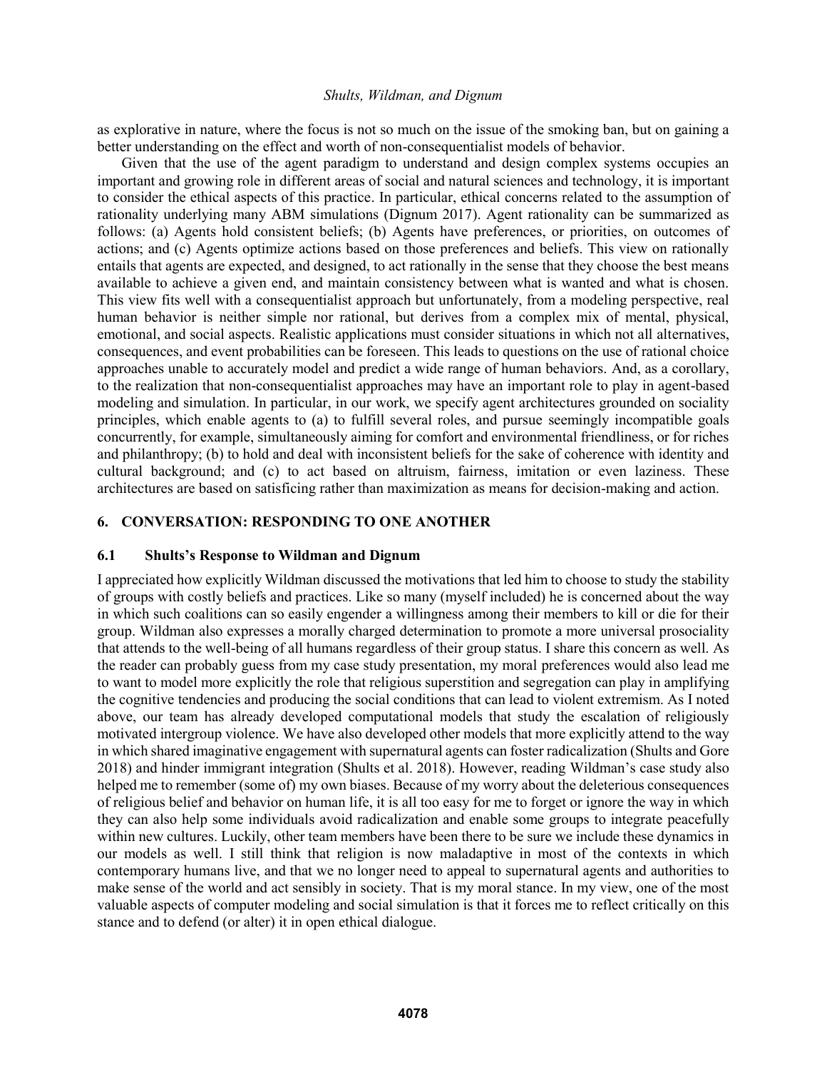as explorative in nature, where the focus is not so much on the issue of the smoking ban, but on gaining a better understanding on the effect and worth of non-consequentialist models of behavior.

Given that the use of the agent paradigm to understand and design complex systems occupies an important and growing role in different areas of social and natural sciences and technology, it is important to consider the ethical aspects of this practice. In particular, ethical concerns related to the assumption of rationality underlying many ABM simulations (Dignum 2017). Agent rationality can be summarized as follows: (a) Agents hold consistent beliefs; (b) Agents have preferences, or priorities, on outcomes of actions; and (c) Agents optimize actions based on those preferences and beliefs. This view on rationally entails that agents are expected, and designed, to act rationally in the sense that they choose the best means available to achieve a given end, and maintain consistency between what is wanted and what is chosen. This view fits well with a consequentialist approach but unfortunately, from a modeling perspective, real human behavior is neither simple nor rational, but derives from a complex mix of mental, physical, emotional, and social aspects. Realistic applications must consider situations in which not all alternatives, consequences, and event probabilities can be foreseen. This leads to questions on the use of rational choice approaches unable to accurately model and predict a wide range of human behaviors. And, as a corollary, to the realization that non-consequentialist approaches may have an important role to play in agent-based modeling and simulation. In particular, in our work, we specify agent architectures grounded on sociality principles, which enable agents to (a) to fulfill several roles, and pursue seemingly incompatible goals concurrently, for example, simultaneously aiming for comfort and environmental friendliness, or for riches and philanthropy; (b) to hold and deal with inconsistent beliefs for the sake of coherence with identity and cultural background; and (c) to act based on altruism, fairness, imitation or even laziness. These architectures are based on satisficing rather than maximization as means for decision-making and action.

## 6. CONVERSATION: RESPONDING TO ONE ANOTHER

### 6.1 Shults's Response to Wildman and Dignum

I appreciated how explicitly Wildman discussed the motivations that led him to choose to study the stability of groups with costly beliefs and practices. Like so many (myself included) he is concerned about the way in which such coalitions can so easily engender a willingness among their members to kill or die for their group. Wildman also expresses a morally charged determination to promote a more universal prosociality that attends to the well-being of all humans regardless of their group status. I share this concern as well. As the reader can probably guess from my case study presentation, my moral preferences would also lead me to want to model more explicitly the role that religious superstition and segregation can play in amplifying the cognitive tendencies and producing the social conditions that can lead to violent extremism. As I noted above, our team has already developed computational models that study the escalation of religiously motivated intergroup violence. We have also developed other models that more explicitly attend to the way in which shared imaginative engagement with supernatural agents can foster radicalization (Shults and Gore 2018) and hinder immigrant integration (Shults et al. 2018). However, reading Wildman's case study also helped me to remember (some of) my own biases. Because of my worry about the deleterious consequences of religious belief and behavior on human life, it is all too easy for me to forget or ignore the way in which they can also help some individuals avoid radicalization and enable some groups to integrate peacefully within new cultures. Luckily, other team members have been there to be sure we include these dynamics in our models as well. I still think that religion is now maladaptive in most of the contexts in which contemporary humans live, and that we no longer need to appeal to supernatural agents and authorities to make sense of the world and act sensibly in society. That is my moral stance. In my view, one of the most valuable aspects of computer modeling and social simulation is that it forces me to reflect critically on this stance and to defend (or alter) it in open ethical dialogue.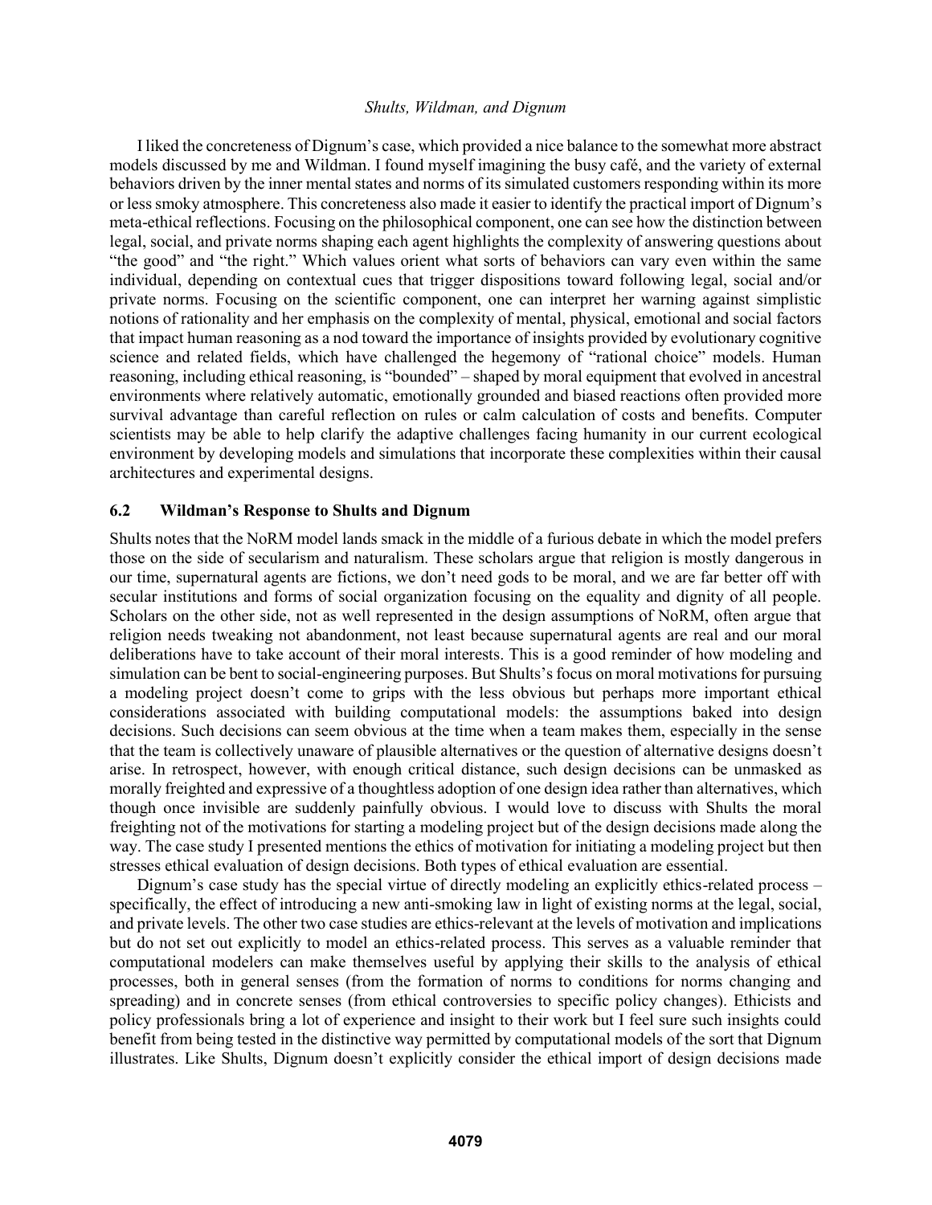I liked the concreteness of Dignum's case, which provided a nice balance to the somewhat more abstract models discussed by me and Wildman. I found myself imagining the busy café, and the variety of external behaviors driven by the inner mental states and norms of its simulated customers responding within its more or less smoky atmosphere. This concreteness also made it easier to identify the practical import of Dignum's meta-ethical reflections. Focusing on the philosophical component, one can see how the distinction between legal, social, and private norms shaping each agent highlights the complexity of answering questions about "the good" and "the right." Which values orient what sorts of behaviors can vary even within the same individual, depending on contextual cues that trigger dispositions toward following legal, social and/or private norms. Focusing on the scientific component, one can interpret her warning against simplistic notions of rationality and her emphasis on the complexity of mental, physical, emotional and social factors that impact human reasoning as a nod toward the importance of insights provided by evolutionary cognitive science and related fields, which have challenged the hegemony of "rational choice" models. Human reasoning, including ethical reasoning, is "bounded" – shaped by moral equipment that evolved in ancestral environments where relatively automatic, emotionally grounded and biased reactions often provided more survival advantage than careful reflection on rules or calm calculation of costs and benefits. Computer scientists may be able to help clarify the adaptive challenges facing humanity in our current ecological environment by developing models and simulations that incorporate these complexities within their causal architectures and experimental designs.

### 6.2 Wildman's Response to Shults and Dignum

Shults notes that the NoRM model lands smack in the middle of a furious debate in which the model prefers those on the side of secularism and naturalism. These scholars argue that religion is mostly dangerous in our time, supernatural agents are fictions, we don't need gods to be moral, and we are far better off with secular institutions and forms of social organization focusing on the equality and dignity of all people. Scholars on the other side, not as well represented in the design assumptions of NoRM, often argue that religion needs tweaking not abandonment, not least because supernatural agents are real and our moral deliberations have to take account of their moral interests. This is a good reminder of how modeling and simulation can be bent to social-engineering purposes. But Shults's focus on moral motivations for pursuing a modeling project doesn't come to grips with the less obvious but perhaps more important ethical considerations associated with building computational models: the assumptions baked into design decisions. Such decisions can seem obvious at the time when a team makes them, especially in the sense that the team is collectively unaware of plausible alternatives or the question of alternative designs doesn't arise. In retrospect, however, with enough critical distance, such design decisions can be unmasked as morally freighted and expressive of a thoughtless adoption of one design idea rather than alternatives, which though once invisible are suddenly painfully obvious. I would love to discuss with Shults the moral freighting not of the motivations for starting a modeling project but of the design decisions made along the way. The case study I presented mentions the ethics of motivation for initiating a modeling project but then stresses ethical evaluation of design decisions. Both types of ethical evaluation are essential.

Dignum's case study has the special virtue of directly modeling an explicitly ethics-related process – specifically, the effect of introducing a new anti-smoking law in light of existing norms at the legal, social, and private levels. The other two case studies are ethics-relevant at the levels of motivation and implications but do not set out explicitly to model an ethics-related process. This serves as a valuable reminder that computational modelers can make themselves useful by applying their skills to the analysis of ethical processes, both in general senses (from the formation of norms to conditions for norms changing and spreading) and in concrete senses (from ethical controversies to specific policy changes). Ethicists and policy professionals bring a lot of experience and insight to their work but I feel sure such insights could benefit from being tested in the distinctive way permitted by computational models of the sort that Dignum illustrates. Like Shults, Dignum doesn't explicitly consider the ethical import of design decisions made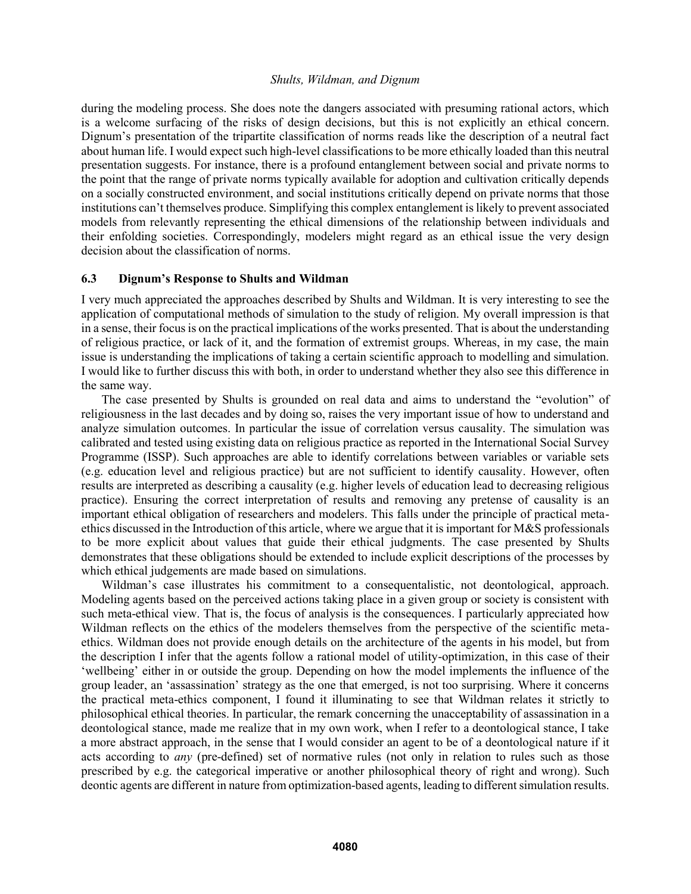during the modeling process. She does note the dangers associated with presuming rational actors, which is a welcome surfacing of the risks of design decisions, but this is not explicitly an ethical concern. Dignum's presentation of the tripartite classification of norms reads like the description of a neutral fact about human life. I would expect such high-level classifications to be more ethically loaded than this neutral presentation suggests. For instance, there is a profound entanglement between social and private norms to the point that the range of private norms typically available for adoption and cultivation critically depends on a socially constructed environment, and social institutions critically depend on private norms that those institutions can't themselves produce. Simplifying this complex entanglement is likely to prevent associated models from relevantly representing the ethical dimensions of the relationship between individuals and their enfolding societies. Correspondingly, modelers might regard as an ethical issue the very design decision about the classification of norms.

### 6.3 Dignum's Response to Shults and Wildman

I very much appreciated the approaches described by Shults and Wildman. It is very interesting to see the application of computational methods of simulation to the study of religion. My overall impression is that in a sense, their focus is on the practical implications of the works presented. That is about the understanding of religious practice, or lack of it, and the formation of extremist groups. Whereas, in my case, the main issue is understanding the implications of taking a certain scientific approach to modelling and simulation. I would like to further discuss this with both, in order to understand whether they also see this difference in the same way.

The case presented by Shults is grounded on real data and aims to understand the "evolution" of religiousness in the last decades and by doing so, raises the very important issue of how to understand and analyze simulation outcomes. In particular the issue of correlation versus causality. The simulation was calibrated and tested using existing data on religious practice as reported in the International Social Survey Programme (ISSP). Such approaches are able to identify correlations between variables or variable sets (e.g. education level and religious practice) but are not sufficient to identify causality. However, often results are interpreted as describing a causality (e.g. higher levels of education lead to decreasing religious practice). Ensuring the correct interpretation of results and removing any pretense of causality is an important ethical obligation of researchers and modelers. This falls under the principle of practical meta-ethics discussed in the Introduction of this article, where we argue that it is important for M&S professionals to be more explicit about values that guide their ethical judgments. The case presented by Shults demonstrates that these obligations should be extended to include explicit descriptions of the processes by which ethical judgements are made based on simulations.

Wildman's case illustrates his commitment to a consequentalistic, not deontological, approach. Modeling agents based on the perceived actions taking place in a given group or society is consistent with such meta-ethical view. That is, the focus of analysis is the consequences. I particularly appreciated how Wildman reflects on the ethics of the modelers themselves from the perspective of the scientific meta-ethics. Wildman does not provide enough details on the architecture of the agents in his model, but from the description I infer that the agents follow a rational model of utility-optimization, in this case of their 'wellbeing' either in or outside the group. Depending on how the model implements the influence of the group leader, an 'assassination' strategy as the one that emerged, is not too surprising. Where it concerns the practical meta-ethics component, I found it illuminating to see that Wildman relates it strictly to philosophical ethical theories. In particular, the remark concerning the unacceptability of assassination in a deontological stance, made me realize that in my own work, when I refer to a deontological stance, I take a more abstract approach, in the sense that I would consider an agent to be of a deontological nature if it acts according to *any* (pre-defined) set of normative rules (not only in relation to rules such as those prescribed by e.g. the categorical imperative or another philosophical theory of right and wrong). Such deontic agents are different in nature from optimization-based agents, leading to different simulation results.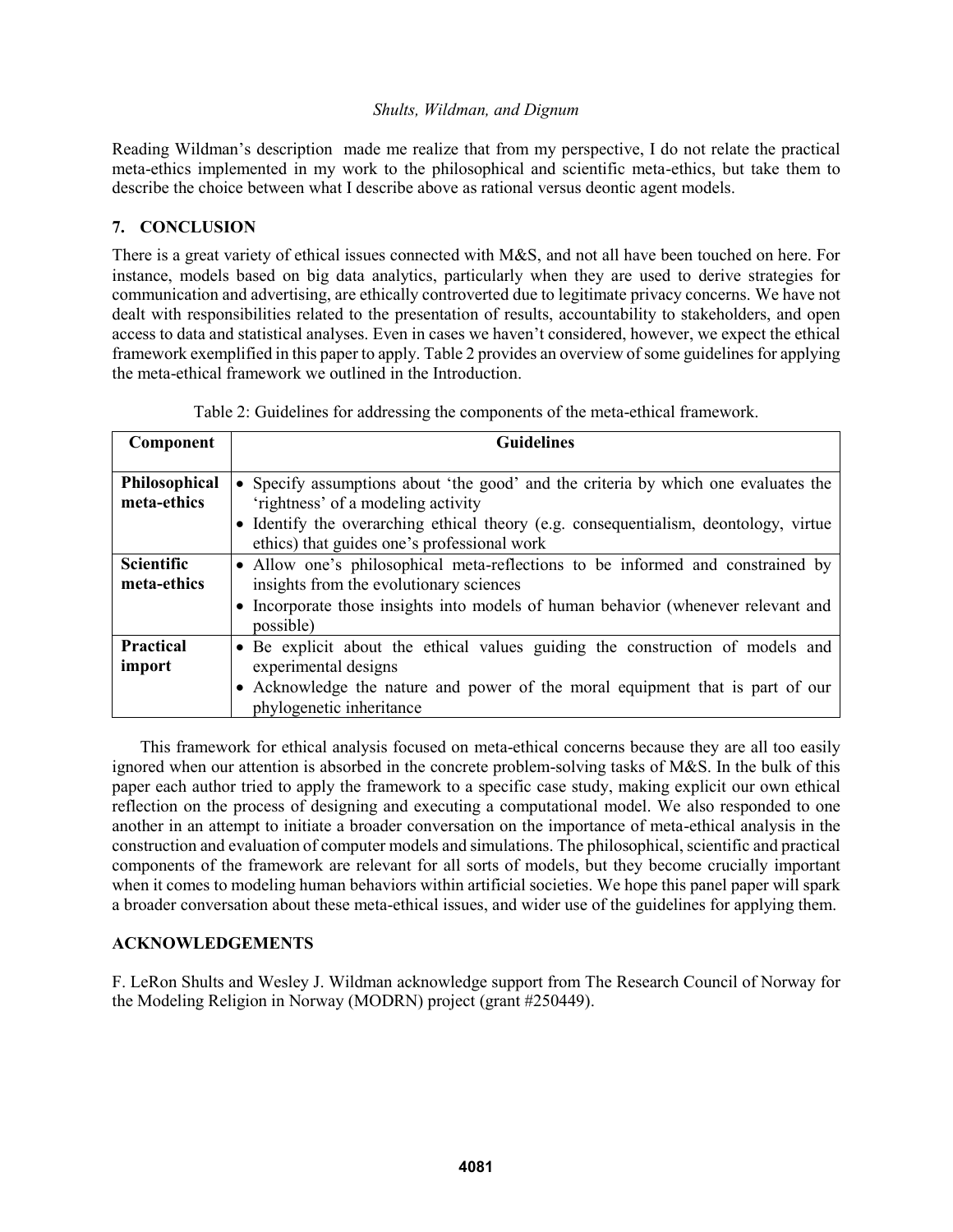Reading Wildman's description made me realize that from my perspective, I do not relate the practical meta-ethics implemented in my work to the philosophical and scientific meta-ethics, but take them to describe the choice between what I describe above as rational versus deontic agent models.

## 7. CONCLUSION

There is a great variety of ethical issues connected with M&S, and not all have been touched on here. For instance, models based on big data analytics, particularly when they are used to derive strategies for communication and advertising, are ethically controverted due to legitimate privacy concerns. We have not dealt with responsibilities related to the presentation of results, accountability to stakeholders, and open access to data and statistical analyses. Even in cases we haven't considered, however, we expect the ethical framework exemplified in this paper to apply. Table 2 provides an overview of some guidelines for applying the meta-ethical framework we outlined in the Introduction.

Table 2: Guidelines for addressing the components of the meta-ethical framework.

| Component | Guidelines |
|---|---|
| **Philosophical meta-ethics** | • Specify assumptions about 'the good' and the criteria by which one evaluates the 'rightness' of a modeling activity<br>• Identify the overarching ethical theory (e.g. consequentialism, deontology, virtue ethics) that guides one's professional work |
| **Scientific meta-ethics** | • Allow one's philosophical meta-reflections to be informed and constrained by insights from the evolutionary sciences<br>• Incorporate those insights into models of human behavior (whenever relevant and possible) |
| **Practical import** | • Be explicit about the ethical values guiding the construction of models and experimental designs<br>• Acknowledge the nature and power of the moral equipment that is part of our phylogenetic inheritance |

This framework for ethical analysis focused on meta-ethical concerns because they are all too easily ignored when our attention is absorbed in the concrete problem-solving tasks of M&S. In the bulk of this paper each author tried to apply the framework to a specific case study, making explicit our own ethical reflection on the process of designing and executing a computational model. We also responded to one another in an attempt to initiate a broader conversation on the importance of meta-ethical analysis in the construction and evaluation of computer models and simulations. The philosophical, scientific and practical components of the framework are relevant for all sorts of models, but they become crucially important when it comes to modeling human behaviors within artificial societies. We hope this panel paper will spark a broader conversation about these meta-ethical issues, and wider use of the guidelines for applying them.

## ACKNOWLEDGEMENTS

F. LeRon Shults and Wesley J. Wildman acknowledge support from The Research Council of Norway for the Modeling Religion in Norway (MODRN) project (grant #250449).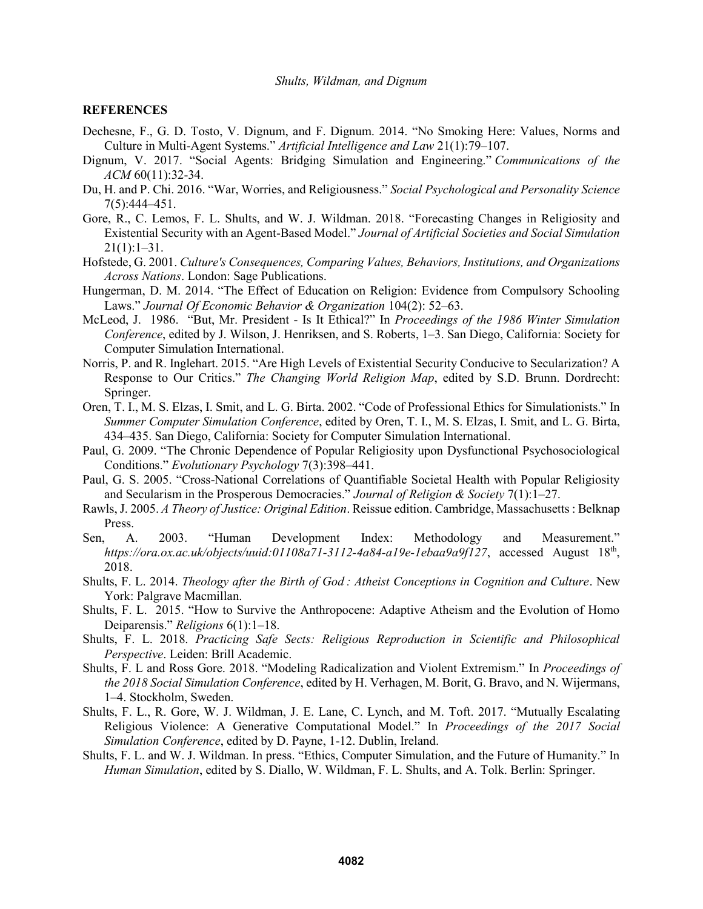## REFERENCES

Dechesne, F., G. D. Tosto, V. Dignum, and F. Dignum. 2014. "No Smoking Here: Values, Norms and Culture in Multi-Agent Systems." *Artificial Intelligence and Law* 21(1):79–107.

Dignum, V. 2017. "Social Agents: Bridging Simulation and Engineering." *Communications of the ACM* 60(11):32-34.

Du, H. and P. Chi. 2016. "War, Worries, and Religiousness." *Social Psychological and Personality Science* 7(5):444–451.

Gore, R., C. Lemos, F. L. Shults, and W. J. Wildman. 2018. "Forecasting Changes in Religiosity and Existential Security with an Agent-Based Model." *Journal of Artificial Societies and Social Simulation* 21(1):1–31.

Hofstede, G. 2001. *Culture's Consequences, Comparing Values, Behaviors, Institutions, and Organizations Across Nations*. London: Sage Publications.

Hungerman, D. M. 2014. "The Effect of Education on Religion: Evidence from Compulsory Schooling Laws." *Journal Of Economic Behavior & Organization* 104(2): 52–63.

McLeod, J. 1986. "But, Mr. President - Is It Ethical?" In *Proceedings of the 1986 Winter Simulation Conference*, edited by J. Wilson, J. Henriksen, and S. Roberts, 1–3. San Diego, California: Society for Computer Simulation International.

Norris, P. and R. Inglehart. 2015. "Are High Levels of Existential Security Conducive to Secularization? A Response to Our Critics." *The Changing World Religion Map*, edited by S.D. Brunn. Dordrecht: Springer.

Oren, T. I., M. S. Elzas, I. Smit, and L. G. Birta. 2002. "Code of Professional Ethics for Simulationists." In *Summer Computer Simulation Conference*, edited by Oren, T. I., M. S. Elzas, I. Smit, and L. G. Birta, 434–435. San Diego, California: Society for Computer Simulation International.

Paul, G. 2009. "The Chronic Dependence of Popular Religiosity upon Dysfunctional Psychosociological Conditions." *Evolutionary Psychology* 7(3):398–441.

Paul, G. S. 2005. "Cross-National Correlations of Quantifiable Societal Health with Popular Religiosity and Secularism in the Prosperous Democracies." *Journal of Religion & Society* 7(1):1–27.

Rawls, J. 2005. *A Theory of Justice: Original Edition*. Reissue edition. Cambridge, Massachusetts : Belknap Press.

Sen, A. 2003. "Human Development Index: Methodology and Measurement." *https://ora.ox.ac.uk/objects/uuid:01108a71-3112-4a84-a19e-1ebaa9a9f127*, accessed August 18th, 2018.

Shults, F. L. 2014. *Theology after the Birth of God : Atheist Conceptions in Cognition and Culture*. New York: Palgrave Macmillan.

Shults, F. L. 2015. "How to Survive the Anthropocene: Adaptive Atheism and the Evolution of Homo Deiparensis." *Religions* 6(1):1–18.

Shults, F. L. 2018. *Practicing Safe Sects: Religious Reproduction in Scientific and Philosophical Perspective*. Leiden: Brill Academic.

Shults, F. L and Ross Gore. 2018. "Modeling Radicalization and Violent Extremism." In *Proceedings of the 2018 Social Simulation Conference*, edited by H. Verhagen, M. Borit, G. Bravo, and N. Wijermans, 1–4. Stockholm, Sweden.

Shults, F. L., R. Gore, W. J. Wildman, J. E. Lane, C. Lynch, and M. Toft. 2017. "Mutually Escalating Religious Violence: A Generative Computational Model." In *Proceedings of the 2017 Social Simulation Conference*, edited by D. Payne, 1-12. Dublin, Ireland.

Shults, F. L. and W. J. Wildman. In press. "Ethics, Computer Simulation, and the Future of Humanity." In *Human Simulation*, edited by S. Diallo, W. Wildman, F. L. Shults, and A. Tolk. Berlin: Springer.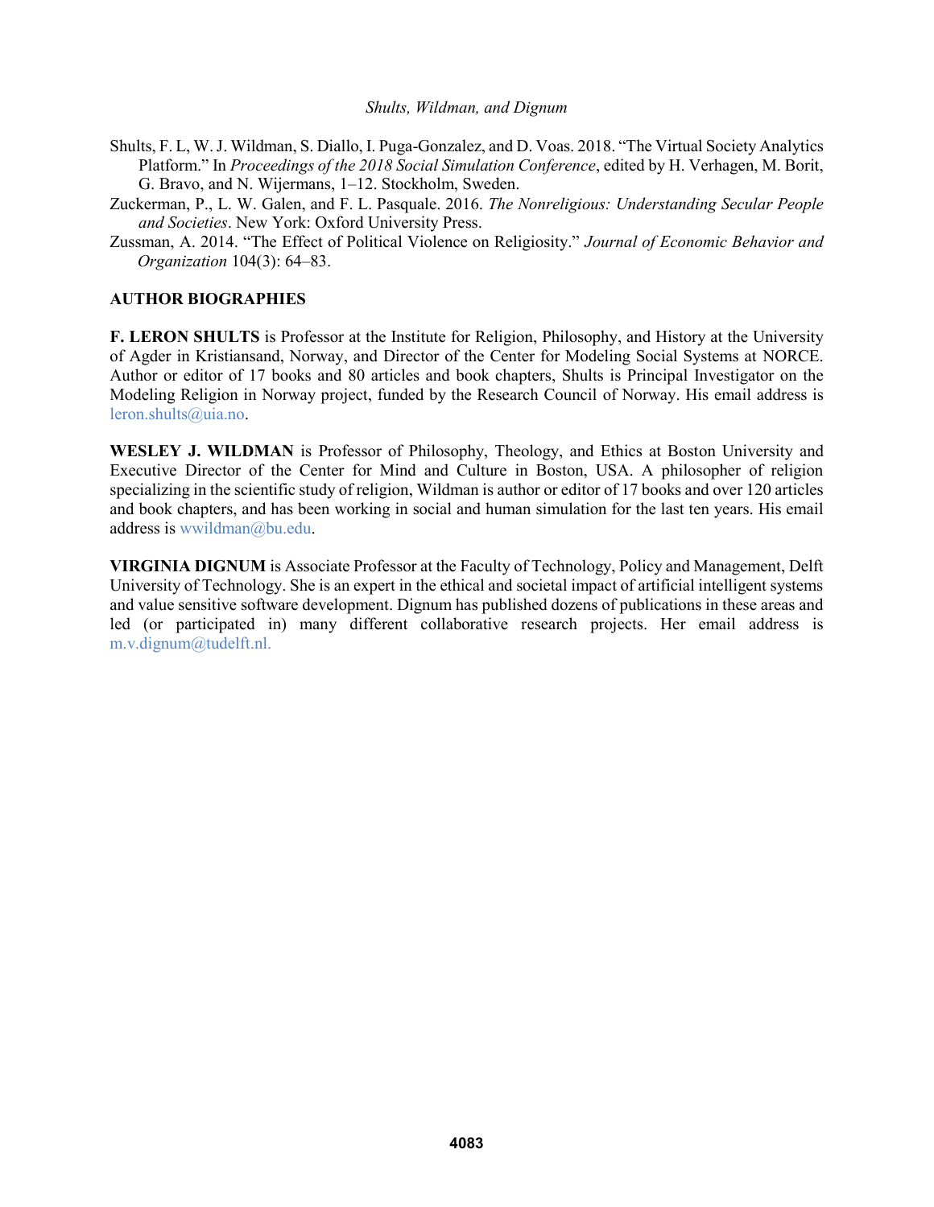Shults, F. L, W. J. Wildman, S. Diallo, I. Puga-Gonzalez, and D. Voas. 2018. "The Virtual Society Analytics Platform." In *Proceedings of the 2018 Social Simulation Conference*, edited by H. Verhagen, M. Borit, G. Bravo, and N. Wijermans, 1–12. Stockholm, Sweden.

Zuckerman, P., L. W. Galen, and F. L. Pasquale. 2016. *The Nonreligious: Understanding Secular People and Societies*. New York: Oxford University Press.

Zussman, A. 2014. "The Effect of Political Violence on Religiosity." *Journal of Economic Behavior and Organization* 104(3): 64–83.

## AUTHOR BIOGRAPHIES

**F. LERON SHULTS** is Professor at the Institute for Religion, Philosophy, and History at the University of Agder in Kristiansand, Norway, and Director of the Center for Modeling Social Systems at NORCE. Author or editor of 17 books and 80 articles and book chapters, Shults is Principal Investigator on the Modeling Religion in Norway project, funded by the Research Council of Norway. His email address is leron.shults@uia.no.

**WESLEY J. WILDMAN** is Professor of Philosophy, Theology, and Ethics at Boston University and Executive Director of the Center for Mind and Culture in Boston, USA. A philosopher of religion specializing in the scientific study of religion, Wildman is author or editor of 17 books and over 120 articles and book chapters, and has been working in social and human simulation for the last ten years. His email address is wwildman@bu.edu.

**VIRGINIA DIGNUM** is Associate Professor at the Faculty of Technology, Policy and Management, Delft University of Technology. She is an expert in the ethical and societal impact of artificial intelligent systems and value sensitive software development. Dignum has published dozens of publications in these areas and led (or participated in) many different collaborative research projects. Her email address is m.v.dignum@tudelft.nl.